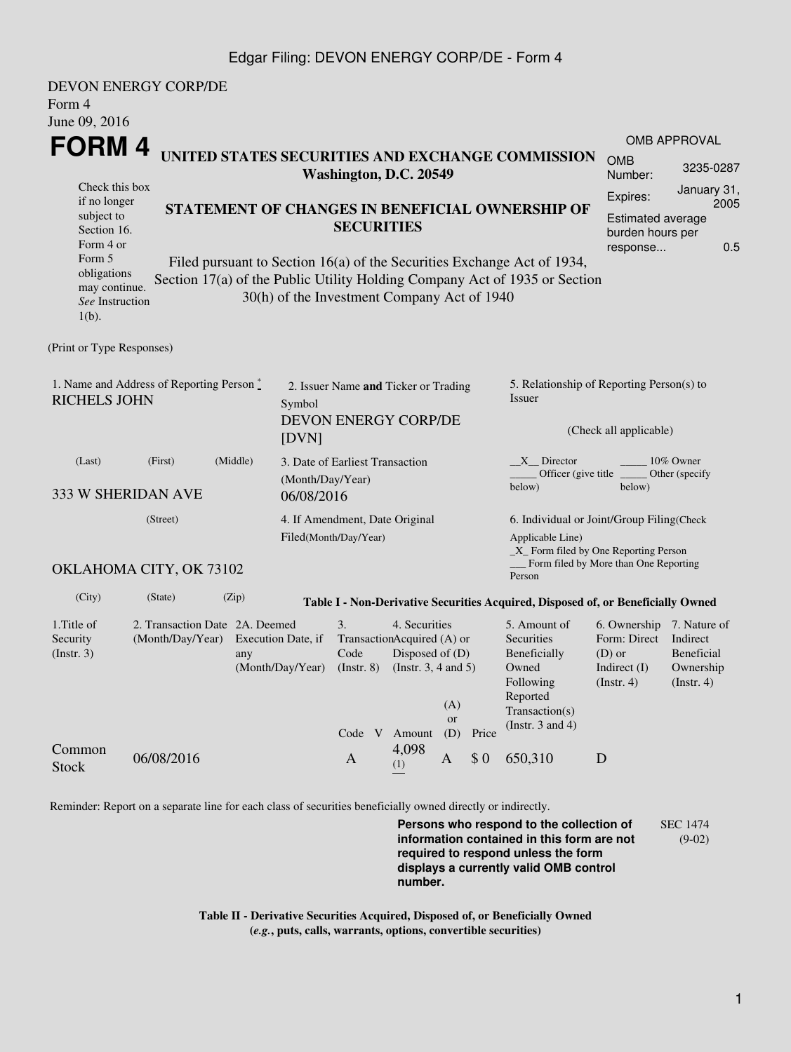Edgar Filing: DEVON ENERGY CORP/DE - Form 4

DEVON ENERGY CORP/DE
Form 4
June 09, 2016

# FORM 4

Check this box if no longer subject to Section 16. Form 4 or Form 5 obligations may continue. *See* Instruction 1(b).

## UNITED STATES SECURITIES AND EXCHANGE COMMISSION
**Washington, D.C. 20549**

## STATEMENT OF CHANGES IN BENEFICIAL OWNERSHIP OF SECURITIES

Filed pursuant to Section 16(a) of the Securities Exchange Act of 1934, Section 17(a) of the Public Utility Holding Company Act of 1935 or Section 30(h) of the Investment Company Act of 1940

| OMB APPROVAL | |
|---|---|
| OMB Number: | 3235-0287 |
| Expires: | January 31, 2005 |
| Estimated average burden hours per response... | 0.5 |

(Print or Type Responses)

1. Name and Address of Reporting Person *
RICHELS JOHN

(Last) (First) (Middle)

333 W SHERIDAN AVE

(Street)

OKLAHOMA CITY, OK 73102

(City) (State) (Zip)

2. Issuer Name **and** Ticker or Trading Symbol
DEVON ENERGY CORP/DE [DVN]

3. Date of Earliest Transaction (Month/Day/Year)
06/08/2016

4. If Amendment, Date Original Filed(Month/Day/Year)

5. Relationship of Reporting Person(s) to Issuer

(Check all applicable)

\_\_X\_\_ Director \_\_\_\_\_ 10% Owner
\_\_\_\_\_ Officer (give title below) \_\_\_\_\_ Other (specify below)

6. Individual or Joint/Group Filing(Check Applicable Line)
\_X\_ Form filed by One Reporting Person
\_\_\_ Form filed by More than One Reporting Person

**Table I - Non-Derivative Securities Acquired, Disposed of, or Beneficially Owned**

| 1.Title of Security (Instr. 3) | 2. Transaction Date (Month/Day/Year) | 2A. Deemed Execution Date, if any (Month/Day/Year) | 3. Transaction Code (Instr. 8) | | 4. Securities Acquired (A) or Disposed of (D) (Instr. 3, 4 and 5) | | | 5. Amount of Securities Beneficially Owned Following Reported Transaction(s) (Instr. 3 and 4) | 6. Ownership Form: Direct (D) or Indirect (I) (Instr. 4) | 7. Nature of Indirect Beneficial Ownership (Instr. 4) |
|---|---|---|---|---|---|---|---|---|---|---|
| | | | Code | V | Amount | (A) or (D) | Price | | | |
| Common Stock | 06/08/2016 | | A | | 4,098 (1) | A | $ 0 | 650,310 | D | |

Reminder: Report on a separate line for each class of securities beneficially owned directly or indirectly.

**Persons who respond to the collection of information contained in this form are not required to respond unless the form displays a currently valid OMB control number.**

SEC 1474 (9-02)

**Table II - Derivative Securities Acquired, Disposed of, or Beneficially Owned**
**(*e.g.*, puts, calls, warrants, options, convertible securities)**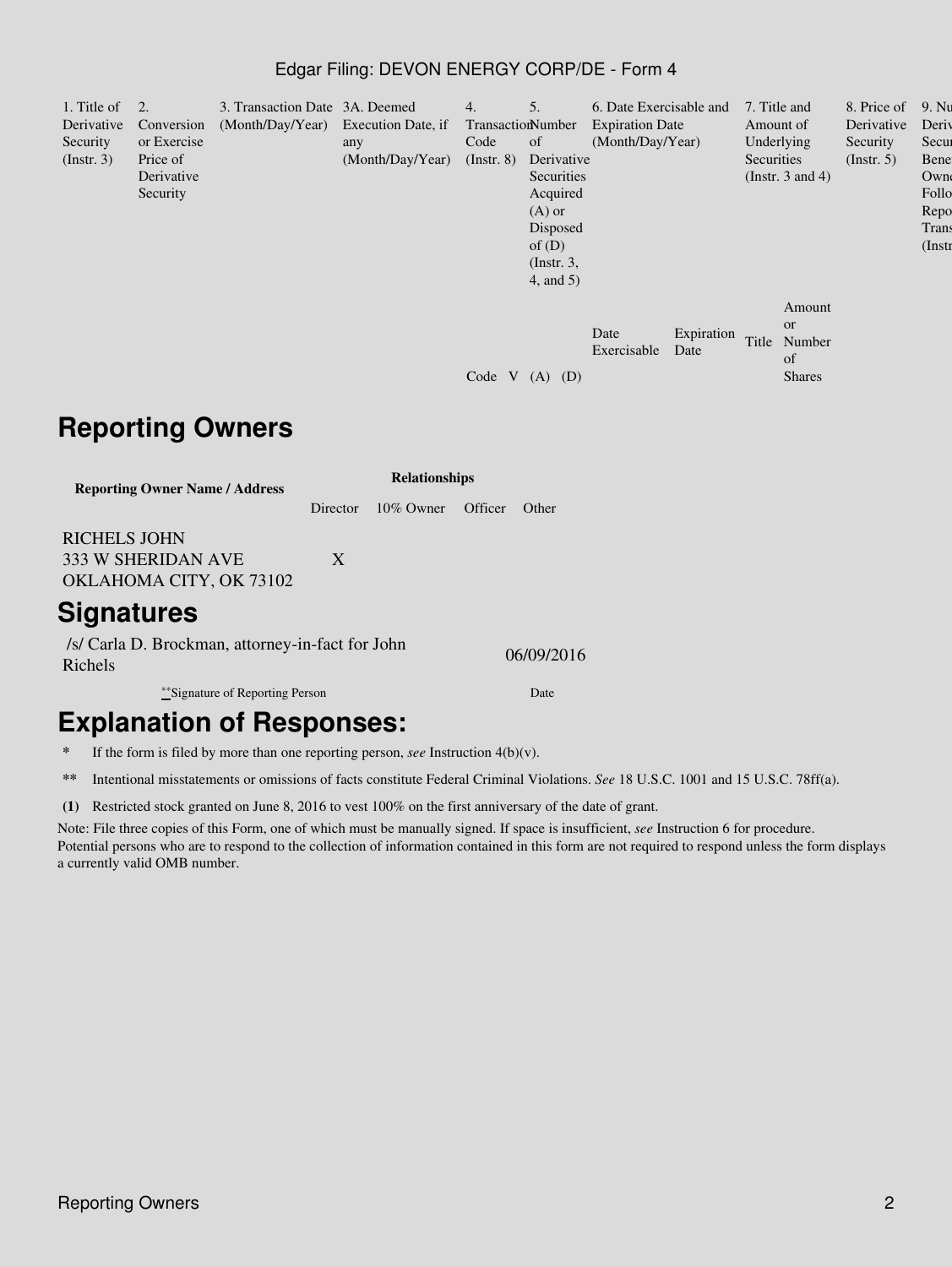| 1. Title of Derivative Security (Instr. 3) | 2. Conversion or Exercise Price of Derivative Security | 3. Transaction Date (Month/Day/Year) | 3A. Deemed Execution Date, if any (Month/Day/Year) | 4. Transaction Code (Instr. 8) | | 5. Number of Derivative Securities Acquired (A) or Disposed of (D) (Instr. 3, 4, and 5) | | 6. Date Exercisable and Expiration Date (Month/Day/Year) | | 7. Title and Amount of Underlying Securities (Instr. 3 and 4) | | 8. Price of Derivative Security (Instr. 5) | 9. Nu Deriv Secur Bene Owne Follo Repo Trans (Instr |
|---|---|---|---|---|---|---|---|---|---|---|---|---|---|
| | | | | Code | V | (A) | (D) | Date Exercisable | Expiration Date | Title | Amount or Number of Shares | | |

## Reporting Owners

| Reporting Owner Name / Address | Relationships | | | |
|---|---|---|---|---|
| | Director | 10% Owner | Officer | Other |
| RICHELS JOHN<br>333 W SHERIDAN AVE<br>OKLAHOMA CITY, OK 73102 | X | | | |

## Signatures

| | |
|---|---|
| /s/ Carla D. Brockman, attorney-in-fact for John Richels | 06/09/2016 |
| **Signature of Reporting Person | Date |

## Explanation of Responses:

\* If the form is filed by more than one reporting person, *see* Instruction 4(b)(v).

** Intentional misstatements or omissions of facts constitute Federal Criminal Violations. *See* 18 U.S.C. 1001 and 15 U.S.C. 78ff(a).

(1) Restricted stock granted on June 8, 2016 to vest 100% on the first anniversary of the date of grant.

Note: File three copies of this Form, one of which must be manually signed. If space is insufficient, *see* Instruction 6 for procedure.
Potential persons who are to respond to the collection of information contained in this form are not required to respond unless the form displays a currently valid OMB number.